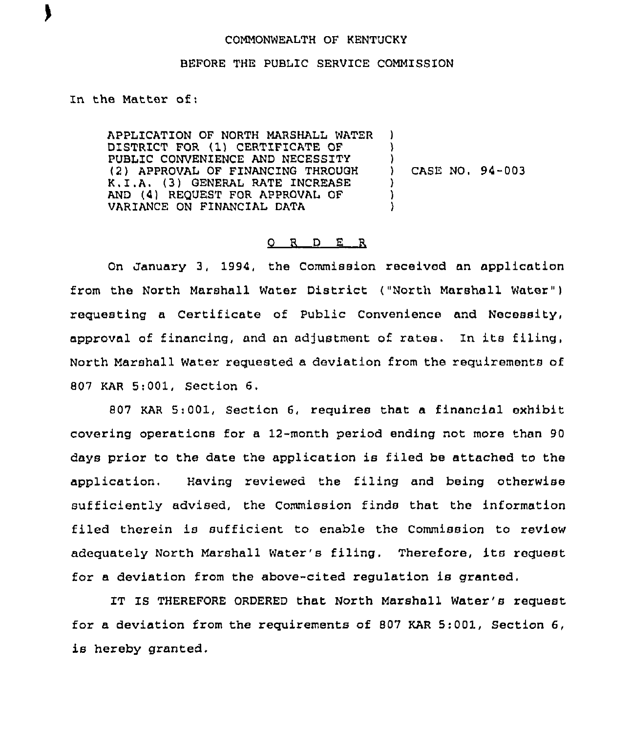COMMONWEALTH OF KENTUCKY

BEFORE THE PUBLIC SERVICE COMMISSION

In the Matter of:

APPLICATION OF NORTH MARSHALL WATER DISTRICT FOR (1) CERTIFICATE OF PUBLIC CONVENIENCE AND NECESSITY (2) APPROVAL OF FINANCING THROUGH K.I.A. (3) GENERAL RATE INCREASE AND (4) REQUEST FOR APPROVAL OF VARIANCE ON FINANCIAL DATA ) CASE NO. 94-003

O R D E R

On January 3, 1994, the Commission received an application from the North Marshall Water District ("North Marshall Water") requesting a Certificate of Public Convenience and Necessity, approval of financing, and an adjustment of rates. In its filing, North Marshall Water requested a deviation from the requirements of 807 KAR 5:001, Section 6.

807 KAR 5:001, Section 6, requires that a financial exhibit covering operations for a 12-month period ending not more than 90 days prior to the date the application is filed be attached to the application. Having reviewed the filing and being otherwise sufficiently advised, the Commission finds that the information filed therein is sufficient to enable the Commission to review adequately North Marshall Water's filing. Therefore, its request for a deviation from the above-cited regulation is granted.

IT IS THEREFORE ORDERED that North Marshall Water's request for a deviation from the requirements of 807 KAR 5:001, Section 6, is hereby granted.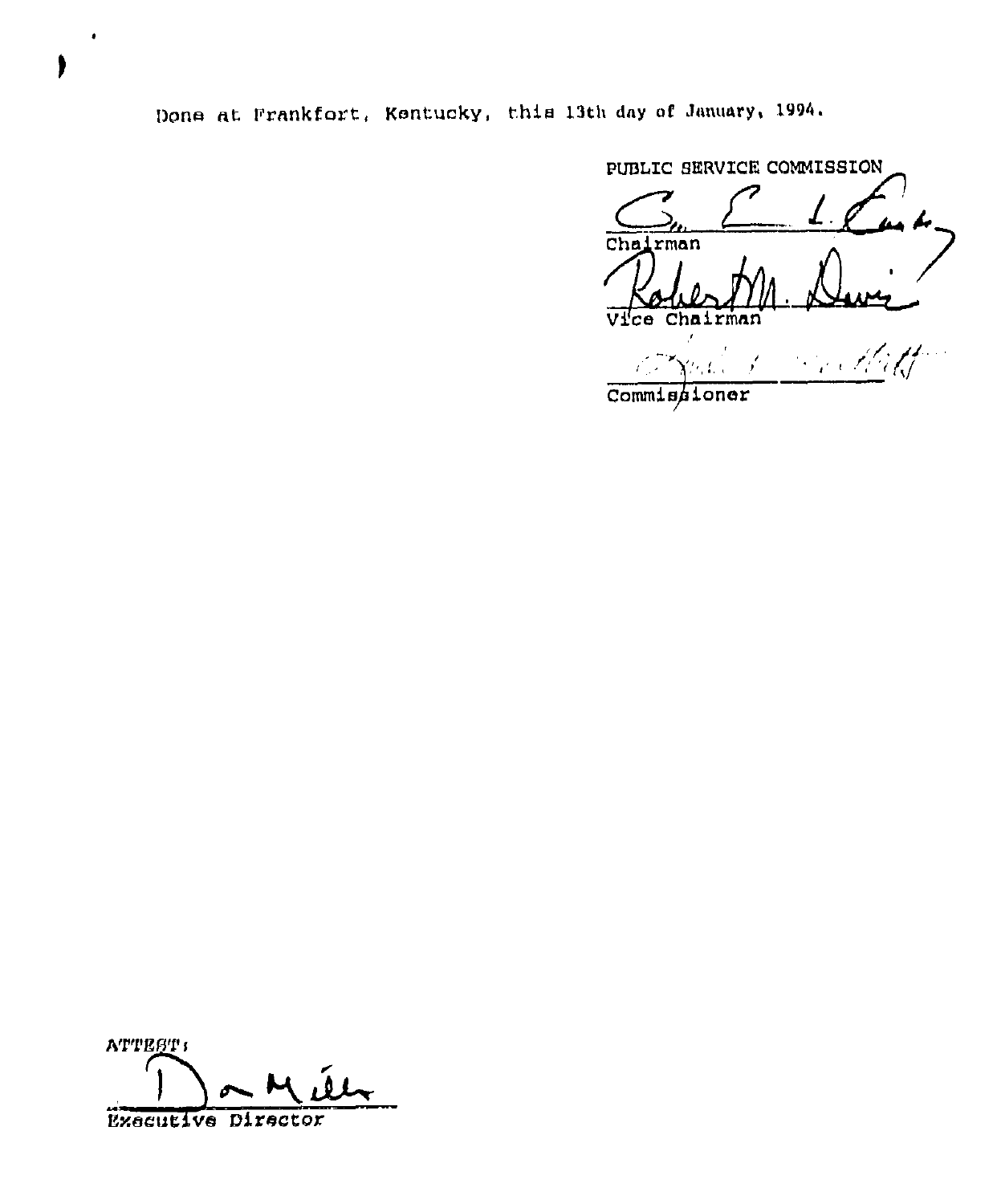Done at Frankfort, Kentucky, this 13th day of January, 1994.

PUBLIC SERVICE COMMISSION

Chairman

Vice Chairman

Commissioner

ATTEST:

Executive Director